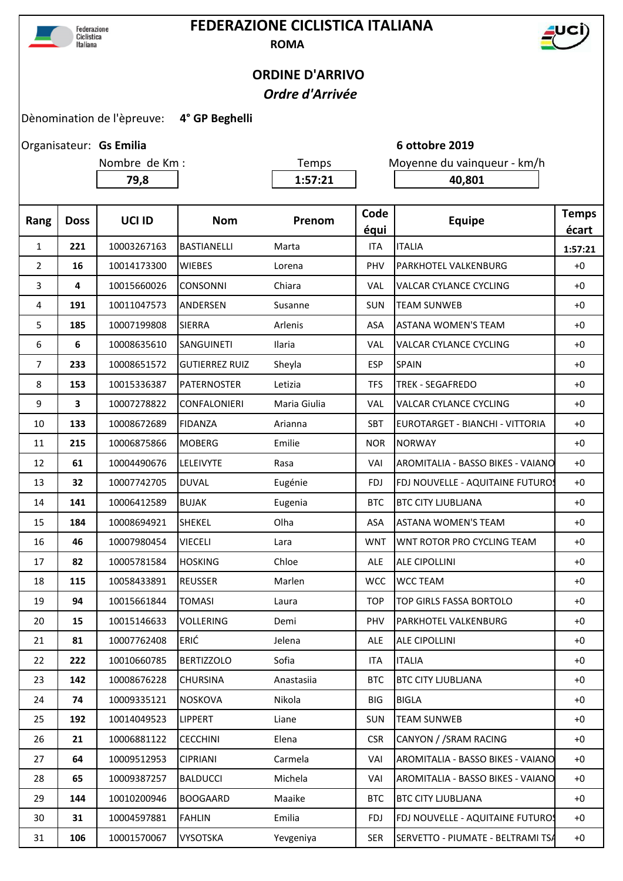# FEDERAZIONE CICLISTICA ITALIANA

**ROMA**

## ORDINE D'ARRIVO

***Ordre d'Arrivée***

Dènomination de l'èpreuve: **4° GP Beghelli**

Organisateur: **Gs Emilia** — **6 ottobre 2019**

| Nombre de Km : | Temps | Moyenne du vainqueur - km/h |
|---|---|---|
| **79,8** | **1:57:21** | **40,801** |

| Rang | Doss | UCI ID | Nom | Prenom | Code équi | Equipe | Temps écart |
|---|---|---|---|---|---|---|---|
| 1 | **221** | 10003267163 | BASTIANELLI | Marta | ITA | ITALIA | **1:57:21** |
| 2 | **16** | 10014173300 | WIEBES | Lorena | PHV | PARKHOTEL VALKENBURG | +0 |
| 3 | **4** | 10015660026 | CONSONNI | Chiara | VAL | VALCAR CYLANCE CYCLING | +0 |
| 4 | **191** | 10011047573 | ANDERSEN | Susanne | SUN | TEAM SUNWEB | +0 |
| 5 | **185** | 10007199808 | SIERRA | Arlenis | ASA | ASTANA WOMEN'S TEAM | +0 |
| 6 | **6** | 10008635610 | SANGUINETI | Ilaria | VAL | VALCAR CYLANCE CYCLING | +0 |
| 7 | **233** | 10008651572 | GUTIERREZ RUIZ | Sheyla | ESP | SPAIN | +0 |
| 8 | **153** | 10015336387 | PATERNOSTER | Letizia | TFS | TREK - SEGAFREDO | +0 |
| 9 | **3** | 10007278822 | CONFALONIERI | Maria Giulia | VAL | VALCAR CYLANCE CYCLING | +0 |
| 10 | **133** | 10008672689 | FIDANZA | Arianna | SBT | EUROTARGET - BIANCHI - VITTORIA | +0 |
| 11 | **215** | 10006875866 | MOBERG | Emilie | NOR | NORWAY | +0 |
| 12 | **61** | 10004490676 | LELEIVYTE | Rasa | VAI | AROMITALIA - BASSO BIKES - VAIANO | +0 |
| 13 | **32** | 10007742705 | DUVAL | Eugénie | FDJ | FDJ NOUVELLE - AQUITAINE FUTUROS | +0 |
| 14 | **141** | 10006412589 | BUJAK | Eugenia | BTC | BTC CITY LJUBLJANA | +0 |
| 15 | **184** | 10008694921 | SHEKEL | Olha | ASA | ASTANA WOMEN'S TEAM | +0 |
| 16 | **46** | 10007980454 | VIECELI | Lara | WNT | WNT ROTOR PRO CYCLING TEAM | +0 |
| 17 | **82** | 10005781584 | HOSKING | Chloe | ALE | ALE CIPOLLINI | +0 |
| 18 | **115** | 10058433891 | REUSSER | Marlen | WCC | WCC TEAM | +0 |
| 19 | **94** | 10015661844 | TOMASI | Laura | TOP | TOP GIRLS FASSA BORTOLO | +0 |
| 20 | **15** | 10015146633 | VOLLERING | Demi | PHV | PARKHOTEL VALKENBURG | +0 |
| 21 | **81** | 10007762408 | ERIĆ | Jelena | ALE | ALE CIPOLLINI | +0 |
| 22 | **222** | 10010660785 | BERTIZZOLO | Sofia | ITA | ITALIA | +0 |
| 23 | **142** | 10008676228 | CHURSINA | Anastasiia | BTC | BTC CITY LJUBLJANA | +0 |
| 24 | **74** | 10009335121 | NOSKOVA | Nikola | BIG | BIGLA | +0 |
| 25 | **192** | 10014049523 | LIPPERT | Liane | SUN | TEAM SUNWEB | +0 |
| 26 | **21** | 10006881122 | CECCHINI | Elena | CSR | CANYON / /SRAM RACING | +0 |
| 27 | **64** | 10009512953 | CIPRIANI | Carmela | VAI | AROMITALIA - BASSO BIKES - VAIANO | +0 |
| 28 | **65** | 10009387257 | BALDUCCI | Michela | VAI | AROMITALIA - BASSO BIKES - VAIANO | +0 |
| 29 | **144** | 10010200946 | BOOGAARD | Maaike | BTC | BTC CITY LJUBLJANA | +0 |
| 30 | **31** | 10004597881 | FAHLIN | Emilia | FDJ | FDJ NOUVELLE - AQUITAINE FUTUROS | +0 |
| 31 | **106** | 10001570067 | VYSOTSKA | Yevgeniya | SER | SERVETTO - PIUMATE - BELTRAMI TSA | +0 |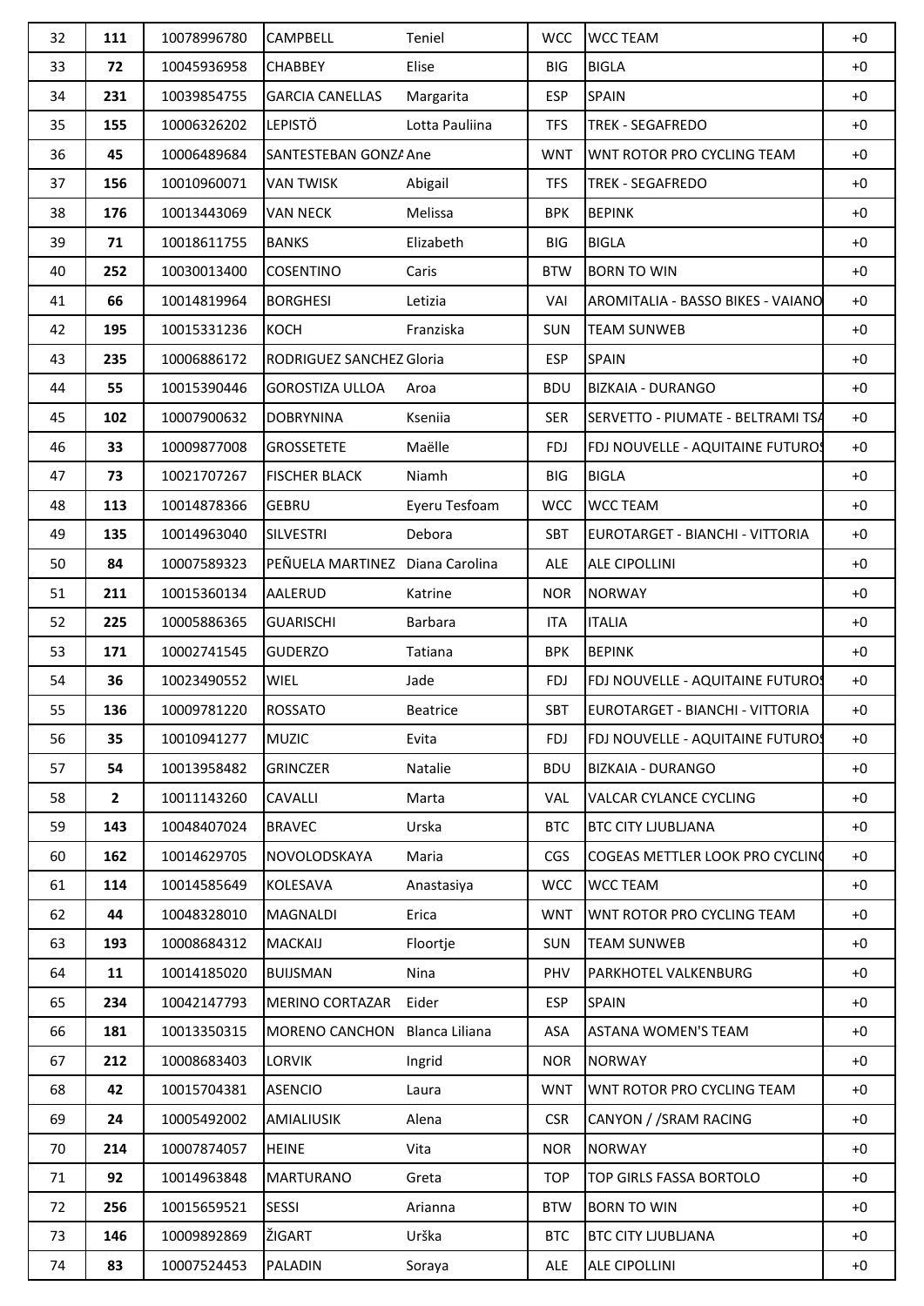| 32 | **111** | 10078996780 | CAMPBELL | Teniel | WCC | WCC TEAM | +0 |
|---|---|---|---|---|---|---|---|
| 33 | **72** | 10045936958 | CHABBEY | Elise | BIG | BIGLA | +0 |
| 34 | **231** | 10039854755 | GARCIA CANELLAS | Margarita | ESP | SPAIN | +0 |
| 35 | **155** | 10006326202 | LEPISTÖ | Lotta Pauliina | TFS | TREK - SEGAFREDO | +0 |
| 36 | **45** | 10006489684 | SANTESTEBAN GONZA | Ane | WNT | WNT ROTOR PRO CYCLING TEAM | +0 |
| 37 | **156** | 10010960071 | VAN TWISK | Abigail | TFS | TREK - SEGAFREDO | +0 |
| 38 | **176** | 10013443069 | VAN NECK | Melissa | BPK | BEPINK | +0 |
| 39 | **71** | 10018611755 | BANKS | Elizabeth | BIG | BIGLA | +0 |
| 40 | **252** | 10030013400 | COSENTINO | Caris | BTW | BORN TO WIN | +0 |
| 41 | **66** | 10014819964 | BORGHESI | Letizia | VAI | AROMITALIA - BASSO BIKES - VAIANO | +0 |
| 42 | **195** | 10015331236 | KOCH | Franziska | SUN | TEAM SUNWEB | +0 |
| 43 | **235** | 10006886172 | RODRIGUEZ SANCHEZ | Gloria | ESP | SPAIN | +0 |
| 44 | **55** | 10015390446 | GOROSTIZA ULLOA | Aroa | BDU | BIZKAIA - DURANGO | +0 |
| 45 | **102** | 10007900632 | DOBRYNINA | Kseniia | SER | SERVETTO - PIUMATE - BELTRAMI TSA | +0 |
| 46 | **33** | 10009877008 | GROSSETETE | Maëlle | FDJ | FDJ NOUVELLE - AQUITAINE FUTUROS | +0 |
| 47 | **73** | 10021707267 | FISCHER BLACK | Niamh | BIG | BIGLA | +0 |
| 48 | **113** | 10014878366 | GEBRU | Eyeru Tesfoam | WCC | WCC TEAM | +0 |
| 49 | **135** | 10014963040 | SILVESTRI | Debora | SBT | EUROTARGET - BIANCHI - VITTORIA | +0 |
| 50 | **84** | 10007589323 | PEÑUELA MARTINEZ | Diana Carolina | ALE | ALE CIPOLLINI | +0 |
| 51 | **211** | 10015360134 | AALERUD | Katrine | NOR | NORWAY | +0 |
| 52 | **225** | 10005886365 | GUARISCHI | Barbara | ITA | ITALIA | +0 |
| 53 | **171** | 10002741545 | GUDERZO | Tatiana | BPK | BEPINK | +0 |
| 54 | **36** | 10023490552 | WIEL | Jade | FDJ | FDJ NOUVELLE - AQUITAINE FUTUROS | +0 |
| 55 | **136** | 10009781220 | ROSSATO | Beatrice | SBT | EUROTARGET - BIANCHI - VITTORIA | +0 |
| 56 | **35** | 10010941277 | MUZIC | Evita | FDJ | FDJ NOUVELLE - AQUITAINE FUTUROS | +0 |
| 57 | **54** | 10013958482 | GRINCZER | Natalie | BDU | BIZKAIA - DURANGO | +0 |
| 58 | **2** | 10011143260 | CAVALLI | Marta | VAL | VALCAR CYLANCE CYCLING | +0 |
| 59 | **143** | 10048407024 | BRAVEC | Urska | BTC | BTC CITY LJUBLJANA | +0 |
| 60 | **162** | 10014629705 | NOVOLODSKAYA | Maria | CGS | COGEAS METTLER LOOK PRO CYCLING | +0 |
| 61 | **114** | 10014585649 | KOLESAVA | Anastasiya | WCC | WCC TEAM | +0 |
| 62 | **44** | 10048328010 | MAGNALDI | Erica | WNT | WNT ROTOR PRO CYCLING TEAM | +0 |
| 63 | **193** | 10008684312 | MACKAIJ | Floortje | SUN | TEAM SUNWEB | +0 |
| 64 | **11** | 10014185020 | BUIJSMAN | Nina | PHV | PARKHOTEL VALKENBURG | +0 |
| 65 | **234** | 10042147793 | MERINO CORTAZAR | Eider | ESP | SPAIN | +0 |
| 66 | **181** | 10013350315 | MORENO CANCHON | Blanca Liliana | ASA | ASTANA WOMEN'S TEAM | +0 |
| 67 | **212** | 10008683403 | LORVIK | Ingrid | NOR | NORWAY | +0 |
| 68 | **42** | 10015704381 | ASENCIO | Laura | WNT | WNT ROTOR PRO CYCLING TEAM | +0 |
| 69 | **24** | 10005492002 | AMIALIUSIK | Alena | CSR | CANYON / /SRAM RACING | +0 |
| 70 | **214** | 10007874057 | HEINE | Vita | NOR | NORWAY | +0 |
| 71 | **92** | 10014963848 | MARTURANO | Greta | TOP | TOP GIRLS FASSA BORTOLO | +0 |
| 72 | **256** | 10015659521 | SESSI | Arianna | BTW | BORN TO WIN | +0 |
| 73 | **146** | 10009892869 | ŽIGART | Urška | BTC | BTC CITY LJUBLJANA | +0 |
| 74 | **83** | 10007524453 | PALADIN | Soraya | ALE | ALE CIPOLLINI | +0 |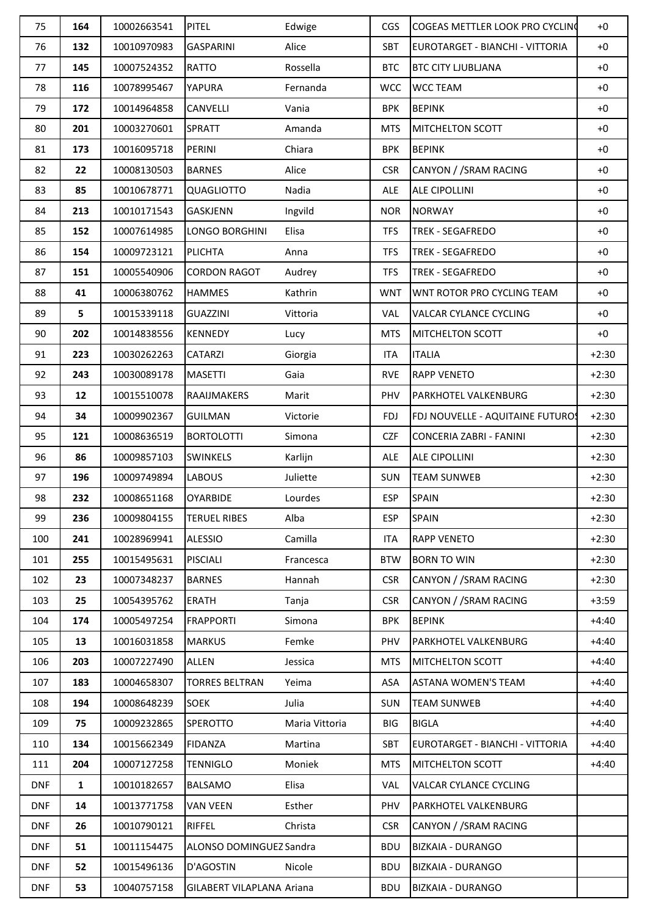| 75 | **164** | 10002663541 | PITEL | Edwige | CGS | COGEAS METTLER LOOK PRO CYCLING | +0 |
|---|---|---|---|---|---|---|---|
| 76 | **132** | 10010970983 | GASPARINI | Alice | SBT | EUROTARGET - BIANCHI - VITTORIA | +0 |
| 77 | **145** | 10007524352 | RATTO | Rossella | BTC | BTC CITY LJUBLJANA | +0 |
| 78 | **116** | 10078995467 | YAPURA | Fernanda | WCC | WCC TEAM | +0 |
| 79 | **172** | 10014964858 | CANVELLI | Vania | BPK | BEPINK | +0 |
| 80 | **201** | 10003270601 | SPRATT | Amanda | MTS | MITCHELTON SCOTT | +0 |
| 81 | **173** | 10016095718 | PERINI | Chiara | BPK | BEPINK | +0 |
| 82 | **22** | 10008130503 | BARNES | Alice | CSR | CANYON / /SRAM RACING | +0 |
| 83 | **85** | 10010678771 | QUAGLIOTTO | Nadia | ALE | ALE CIPOLLINI | +0 |
| 84 | **213** | 10010171543 | GASKJENN | Ingvild | NOR | NORWAY | +0 |
| 85 | **152** | 10007614985 | LONGO BORGHINI | Elisa | TFS | TREK - SEGAFREDO | +0 |
| 86 | **154** | 10009723121 | PLICHTA | Anna | TFS | TREK - SEGAFREDO | +0 |
| 87 | **151** | 10005540906 | CORDON RAGOT | Audrey | TFS | TREK - SEGAFREDO | +0 |
| 88 | **41** | 10006380762 | HAMMES | Kathrin | WNT | WNT ROTOR PRO CYCLING TEAM | +0 |
| 89 | **5** | 10015339118 | GUAZZINI | Vittoria | VAL | VALCAR CYLANCE CYCLING | +0 |
| 90 | **202** | 10014838556 | KENNEDY | Lucy | MTS | MITCHELTON SCOTT | +0 |
| 91 | **223** | 10030262263 | CATARZI | Giorgia | ITA | ITALIA | +2:30 |
| 92 | **243** | 10030089178 | MASETTI | Gaia | RVE | RAPP VENETO | +2:30 |
| 93 | **12** | 10015510078 | RAAIJMAKERS | Marit | PHV | PARKHOTEL VALKENBURG | +2:30 |
| 94 | **34** | 10009902367 | GUILMAN | Victorie | FDJ | FDJ NOUVELLE - AQUITAINE FUTUROS | +2:30 |
| 95 | **121** | 10008636519 | BORTOLOTTI | Simona | CZF | CONCERIA ZABRI - FANINI | +2:30 |
| 96 | **86** | 10009857103 | SWINKELS | Karlijn | ALE | ALE CIPOLLINI | +2:30 |
| 97 | **196** | 10009749894 | LABOUS | Juliette | SUN | TEAM SUNWEB | +2:30 |
| 98 | **232** | 10008651168 | OYARBIDE | Lourdes | ESP | SPAIN | +2:30 |
| 99 | **236** | 10009804155 | TERUEL RIBES | Alba | ESP | SPAIN | +2:30 |
| 100 | **241** | 10028969941 | ALESSIO | Camilla | ITA | RAPP VENETO | +2:30 |
| 101 | **255** | 10015495631 | PISCIALI | Francesca | BTW | BORN TO WIN | +2:30 |
| 102 | **23** | 10007348237 | BARNES | Hannah | CSR | CANYON / /SRAM RACING | +2:30 |
| 103 | **25** | 10054395762 | ERATH | Tanja | CSR | CANYON / /SRAM RACING | +3:59 |
| 104 | **174** | 10005497254 | FRAPPORTI | Simona | BPK | BEPINK | +4:40 |
| 105 | **13** | 10016031858 | MARKUS | Femke | PHV | PARKHOTEL VALKENBURG | +4:40 |
| 106 | **203** | 10007227490 | ALLEN | Jessica | MTS | MITCHELTON SCOTT | +4:40 |
| 107 | **183** | 10004658307 | TORRES BELTRAN | Yeima | ASA | ASTANA WOMEN'S TEAM | +4:40 |
| 108 | **194** | 10008648239 | SOEK | Julia | SUN | TEAM SUNWEB | +4:40 |
| 109 | **75** | 10009232865 | SPEROTTO | Maria Vittoria | BIG | BIGLA | +4:40 |
| 110 | **134** | 10015662349 | FIDANZA | Martina | SBT | EUROTARGET - BIANCHI - VITTORIA | +4:40 |
| 111 | **204** | 10007127258 | TENNIGLO | Moniek | MTS | MITCHELTON SCOTT | +4:40 |
| DNF | **1** | 10010182657 | BALSAMO | Elisa | VAL | VALCAR CYLANCE CYCLING | |
| DNF | **14** | 10013771758 | VAN VEEN | Esther | PHV | PARKHOTEL VALKENBURG | |
| DNF | **26** | 10010790121 | RIFFEL | Christa | CSR | CANYON / /SRAM RACING | |
| DNF | **51** | 10011154475 | ALONSO DOMINGUEZ | Sandra | BDU | BIZKAIA - DURANGO | |
| DNF | **52** | 10015496136 | D'AGOSTIN | Nicole | BDU | BIZKAIA - DURANGO | |
| DNF | **53** | 10040757158 | GILABERT VILAPLANA | Ariana | BDU | BIZKAIA - DURANGO | |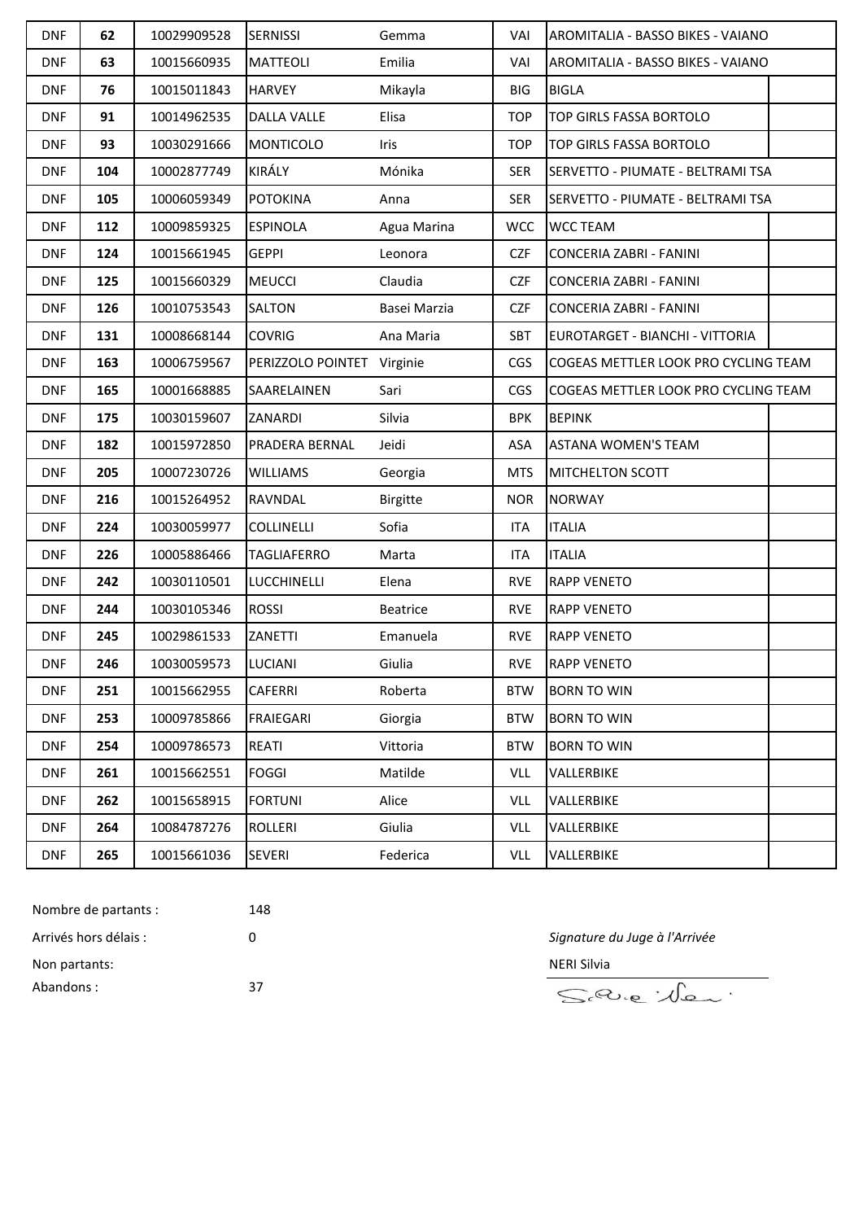| | | | | | | |
|---|---|---|---|---|---|---|
| DNF | **62** | 10029909528 | SERNISSI | Gemma | VAI | AROMITALIA - BASSO BIKES - VAIANO |
| DNF | **63** | 10015660935 | MATTEOLI | Emilia | VAI | AROMITALIA - BASSO BIKES - VAIANO |
| DNF | **76** | 10015011843 | HARVEY | Mikayla | BIG | BIGLA |
| DNF | **91** | 10014962535 | DALLA VALLE | Elisa | TOP | TOP GIRLS FASSA BORTOLO |
| DNF | **93** | 10030291666 | MONTICOLO | Iris | TOP | TOP GIRLS FASSA BORTOLO |
| DNF | **104** | 10002877749 | KIRÁLY | Mónika | SER | SERVETTO - PIUMATE - BELTRAMI TSA |
| DNF | **105** | 10006059349 | POTOKINA | Anna | SER | SERVETTO - PIUMATE - BELTRAMI TSA |
| DNF | **112** | 10009859325 | ESPINOLA | Agua Marina | WCC | WCC TEAM |
| DNF | **124** | 10015661945 | GEPPI | Leonora | CZF | CONCERIA ZABRI - FANINI |
| DNF | **125** | 10015660329 | MEUCCI | Claudia | CZF | CONCERIA ZABRI - FANINI |
| DNF | **126** | 10010753543 | SALTON | Basei Marzia | CZF | CONCERIA ZABRI - FANINI |
| DNF | **131** | 10008668144 | COVRIG | Ana Maria | SBT | EUROTARGET - BIANCHI - VITTORIA |
| DNF | **163** | 10006759567 | PERIZZOLO POINTET | Virginie | CGS | COGEAS METTLER LOOK PRO CYCLING TEAM |
| DNF | **165** | 10001668885 | SAARELAINEN | Sari | CGS | COGEAS METTLER LOOK PRO CYCLING TEAM |
| DNF | **175** | 10030159607 | ZANARDI | Silvia | BPK | BEPINK |
| DNF | **182** | 10015972850 | PRADERA BERNAL | Jeidi | ASA | ASTANA WOMEN'S TEAM |
| DNF | **205** | 10007230726 | WILLIAMS | Georgia | MTS | MITCHELTON SCOTT |
| DNF | **216** | 10015264952 | RAVNDAL | Birgitte | NOR | NORWAY |
| DNF | **224** | 10030059977 | COLLINELLI | Sofia | ITA | ITALIA |
| DNF | **226** | 10005886466 | TAGLIAFERRO | Marta | ITA | ITALIA |
| DNF | **242** | 10030110501 | LUCCHINELLI | Elena | RVE | RAPP VENETO |
| DNF | **244** | 10030105346 | ROSSI | Beatrice | RVE | RAPP VENETO |
| DNF | **245** | 10029861533 | ZANETTI | Emanuela | RVE | RAPP VENETO |
| DNF | **246** | 10030059573 | LUCIANI | Giulia | RVE | RAPP VENETO |
| DNF | **251** | 10015662955 | CAFERRI | Roberta | BTW | BORN TO WIN |
| DNF | **253** | 10009785866 | FRAIEGARI | Giorgia | BTW | BORN TO WIN |
| DNF | **254** | 10009786573 | REATI | Vittoria | BTW | BORN TO WIN |
| DNF | **261** | 10015662551 | FOGGI | Matilde | VLL | VALLERBIKE |
| DNF | **262** | 10015658915 | FORTUNI | Alice | VLL | VALLERBIKE |
| DNF | **264** | 10084787276 | ROLLERI | Giulia | VLL | VALLERBIKE |
| DNF | **265** | 10015661036 | SEVERI | Federica | VLL | VALLERBIKE |

Nombre de partants : 148

Arrivés hors délais : 0

Non partants:

Abandons : 37

*Signature du Juge à l'Arrivée*

NERI Silvia